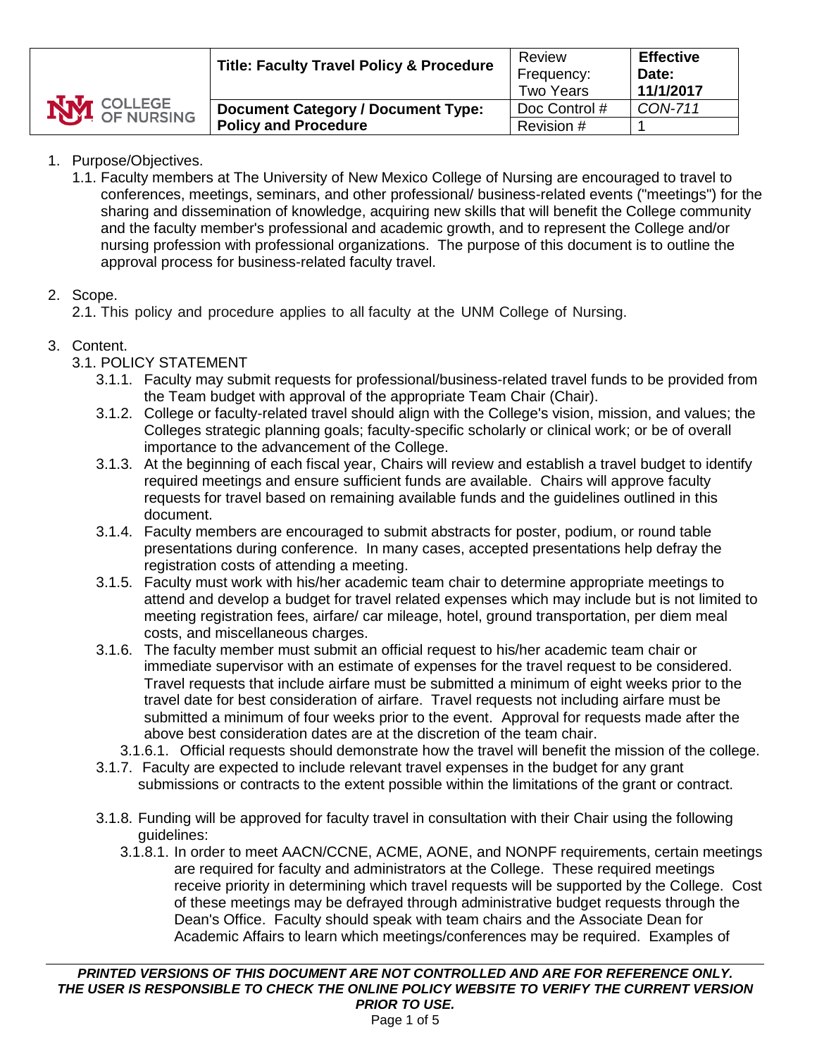| COLLEGE OF NURSING | Title: Faculty Travel Policy & Procedure | Review Frequency: Two Years | Effective Date: 11/1/2017 |
| --- | --- | --- | --- |
| | Document Category / Document Type: Policy and Procedure | Doc Control # | CON-711 |
| | | Revision # | 1 |

1. Purpose/Objectives.
   1.1. Faculty members at The University of New Mexico College of Nursing are encouraged to travel to conferences, meetings, seminars, and other professional/ business-related events ("meetings") for the sharing and dissemination of knowledge, acquiring new skills that will benefit the College community and the faculty member's professional and academic growth, and to represent the College and/or nursing profession with professional organizations. The purpose of this document is to outline the approval process for business-related faculty travel.

2. Scope.
   2.1. This policy and procedure applies to all faculty at the UNM College of Nursing.

3. Content.
   3.1. POLICY STATEMENT
      3.1.1. Faculty may submit requests for professional/business-related travel funds to be provided from the Team budget with approval of the appropriate Team Chair (Chair).
      3.1.2. College or faculty-related travel should align with the College's vision, mission, and values; the Colleges strategic planning goals; faculty-specific scholarly or clinical work; or be of overall importance to the advancement of the College.
      3.1.3. At the beginning of each fiscal year, Chairs will review and establish a travel budget to identify required meetings and ensure sufficient funds are available. Chairs will approve faculty requests for travel based on remaining available funds and the guidelines outlined in this document.
      3.1.4. Faculty members are encouraged to submit abstracts for poster, podium, or round table presentations during conference. In many cases, accepted presentations help defray the registration costs of attending a meeting.
      3.1.5. Faculty must work with his/her academic team chair to determine appropriate meetings to attend and develop a budget for travel related expenses which may include but is not limited to meeting registration fees, airfare/ car mileage, hotel, ground transportation, per diem meal costs, and miscellaneous charges.
      3.1.6. The faculty member must submit an official request to his/her academic team chair or immediate supervisor with an estimate of expenses for the travel request to be considered. Travel requests that include airfare must be submitted a minimum of eight weeks prior to the travel date for best consideration of airfare. Travel requests not including airfare must be submitted a minimum of four weeks prior to the event. Approval for requests made after the above best consideration dates are at the discretion of the team chair.
         3.1.6.1. Official requests should demonstrate how the travel will benefit the mission of the college.
      3.1.7. Faculty are expected to include relevant travel expenses in the budget for any grant submissions or contracts to the extent possible within the limitations of the grant or contract.
      3.1.8. Funding will be approved for faculty travel in consultation with their Chair using the following guidelines:
         3.1.8.1. In order to meet AACN/CCNE, ACME, AONE, and NONPF requirements, certain meetings are required for faculty and administrators at the College. These required meetings receive priority in determining which travel requests will be supported by the College. Cost of these meetings may be defrayed through administrative budget requests through the Dean's Office. Faculty should speak with team chairs and the Associate Dean for Academic Affairs to learn which meetings/conferences may be required. Examples of

***PRINTED VERSIONS OF THIS DOCUMENT ARE NOT CONTROLLED AND ARE FOR REFERENCE ONLY. THE USER IS RESPONSIBLE TO CHECK THE ONLINE POLICY WEBSITE TO VERIFY THE CURRENT VERSION PRIOR TO USE.***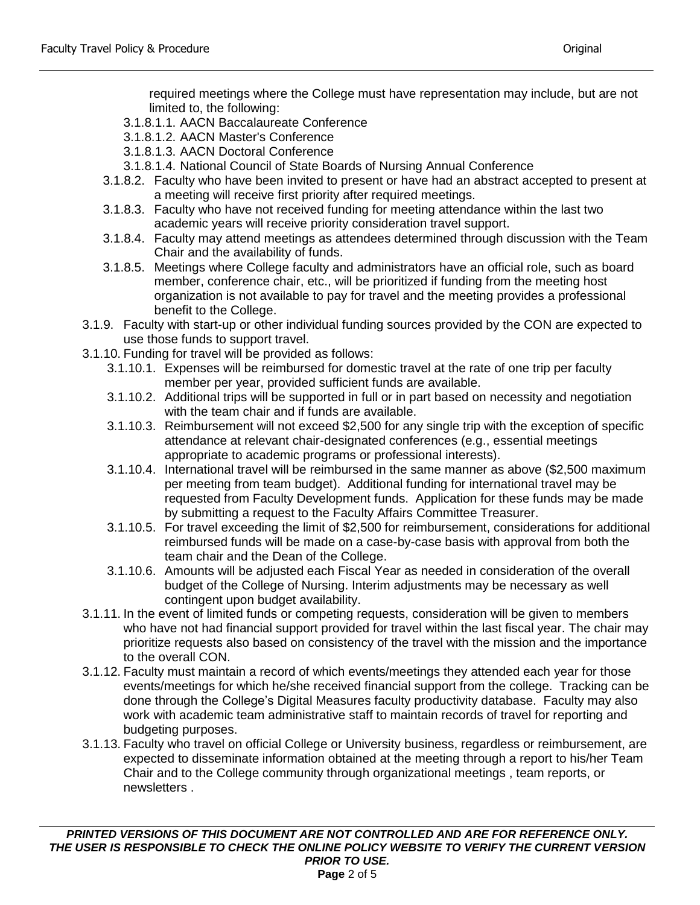required meetings where the College must have representation may include, but are not limited to, the following:

- 3.1.8.1.1. AACN Baccalaureate Conference
- 3.1.8.1.2. AACN Master's Conference
- 3.1.8.1.3. AACN Doctoral Conference
- 3.1.8.1.4. National Council of State Boards of Nursing Annual Conference

3.1.8.2. Faculty who have been invited to present or have had an abstract accepted to present at a meeting will receive first priority after required meetings.

3.1.8.3. Faculty who have not received funding for meeting attendance within the last two academic years will receive priority consideration travel support.

3.1.8.4. Faculty may attend meetings as attendees determined through discussion with the Team Chair and the availability of funds.

3.1.8.5. Meetings where College faculty and administrators have an official role, such as board member, conference chair, etc., will be prioritized if funding from the meeting host organization is not available to pay for travel and the meeting provides a professional benefit to the College.

3.1.9. Faculty with start-up or other individual funding sources provided by the CON are expected to use those funds to support travel.

3.1.10. Funding for travel will be provided as follows:

3.1.10.1. Expenses will be reimbursed for domestic travel at the rate of one trip per faculty member per year, provided sufficient funds are available.

3.1.10.2. Additional trips will be supported in full or in part based on necessity and negotiation with the team chair and if funds are available.

3.1.10.3. Reimbursement will not exceed $2,500 for any single trip with the exception of specific attendance at relevant chair-designated conferences (e.g., essential meetings appropriate to academic programs or professional interests).

3.1.10.4. International travel will be reimbursed in the same manner as above ($2,500 maximum per meeting from team budget). Additional funding for international travel may be requested from Faculty Development funds. Application for these funds may be made by submitting a request to the Faculty Affairs Committee Treasurer.

3.1.10.5. For travel exceeding the limit of $2,500 for reimbursement, considerations for additional reimbursed funds will be made on a case-by-case basis with approval from both the team chair and the Dean of the College.

3.1.10.6. Amounts will be adjusted each Fiscal Year as needed in consideration of the overall budget of the College of Nursing. Interim adjustments may be necessary as well contingent upon budget availability.

3.1.11. In the event of limited funds or competing requests, consideration will be given to members who have not had financial support provided for travel within the last fiscal year. The chair may prioritize requests also based on consistency of the travel with the mission and the importance to the overall CON.

3.1.12. Faculty must maintain a record of which events/meetings they attended each year for those events/meetings for which he/she received financial support from the college. Tracking can be done through the College's Digital Measures faculty productivity database. Faculty may also work with academic team administrative staff to maintain records of travel for reporting and budgeting purposes.

3.1.13. Faculty who travel on official College or University business, regardless or reimbursement, are expected to disseminate information obtained at the meeting through a report to his/her Team Chair and to the College community through organizational meetings , team reports, or newsletters .

***PRINTED VERSIONS OF THIS DOCUMENT ARE NOT CONTROLLED AND ARE FOR REFERENCE ONLY. THE USER IS RESPONSIBLE TO CHECK THE ONLINE POLICY WEBSITE TO VERIFY THE CURRENT VERSION PRIOR TO USE.***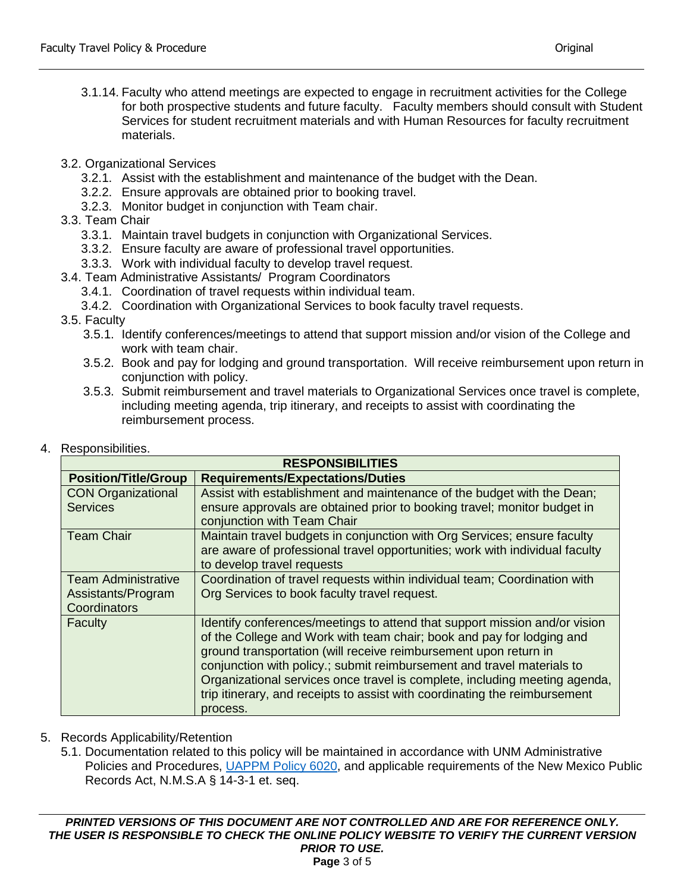3.1.14. Faculty who attend meetings are expected to engage in recruitment activities for the College for both prospective students and future faculty. Faculty members should consult with Student Services for student recruitment materials and with Human Resources for faculty recruitment materials.

3.2. Organizational Services
- 3.2.1. Assist with the establishment and maintenance of the budget with the Dean.
- 3.2.2. Ensure approvals are obtained prior to booking travel.
- 3.2.3. Monitor budget in conjunction with Team chair.

3.3. Team Chair
- 3.3.1. Maintain travel budgets in conjunction with Organizational Services.
- 3.3.2. Ensure faculty are aware of professional travel opportunities.
- 3.3.3. Work with individual faculty to develop travel request.

3.4. Team Administrative Assistants/ Program Coordinators
- 3.4.1. Coordination of travel requests within individual team.
- 3.4.2. Coordination with Organizational Services to book faculty travel requests.

3.5. Faculty
- 3.5.1. Identify conferences/meetings to attend that support mission and/or vision of the College and work with team chair.
- 3.5.2. Book and pay for lodging and ground transportation. Will receive reimbursement upon return in conjunction with policy.
- 3.5.3. Submit reimbursement and travel materials to Organizational Services once travel is complete, including meeting agenda, trip itinerary, and receipts to assist with coordinating the reimbursement process.

4. Responsibilities.

| RESPONSIBILITIES | |
|---|---|
| **Position/Title/Group** | **Requirements/Expectations/Duties** |
| CON Organizational Services | Assist with establishment and maintenance of the budget with the Dean; ensure approvals are obtained prior to booking travel; monitor budget in conjunction with Team Chair |
| Team Chair | Maintain travel budgets in conjunction with Org Services; ensure faculty are aware of professional travel opportunities; work with individual faculty to develop travel requests |
| Team Administrative Assistants/Program Coordinators | Coordination of travel requests within individual team; Coordination with Org Services to book faculty travel request. |
| Faculty | Identify conferences/meetings to attend that support mission and/or vision of the College and Work with team chair; book and pay for lodging and ground transportation (will receive reimbursement upon return in conjunction with policy.; submit reimbursement and travel materials to Organizational services once travel is complete, including meeting agenda, trip itinerary, and receipts to assist with coordinating the reimbursement process. |

5. Records Applicability/Retention

5.1. Documentation related to this policy will be maintained in accordance with UNM Administrative Policies and Procedures, UAPPM Policy 6020, and applicable requirements of the New Mexico Public Records Act, N.M.S.A § 14-3-1 et. seq.

***PRINTED VERSIONS OF THIS DOCUMENT ARE NOT CONTROLLED AND ARE FOR REFERENCE ONLY. THE USER IS RESPONSIBLE TO CHECK THE ONLINE POLICY WEBSITE TO VERIFY THE CURRENT VERSION PRIOR TO USE.***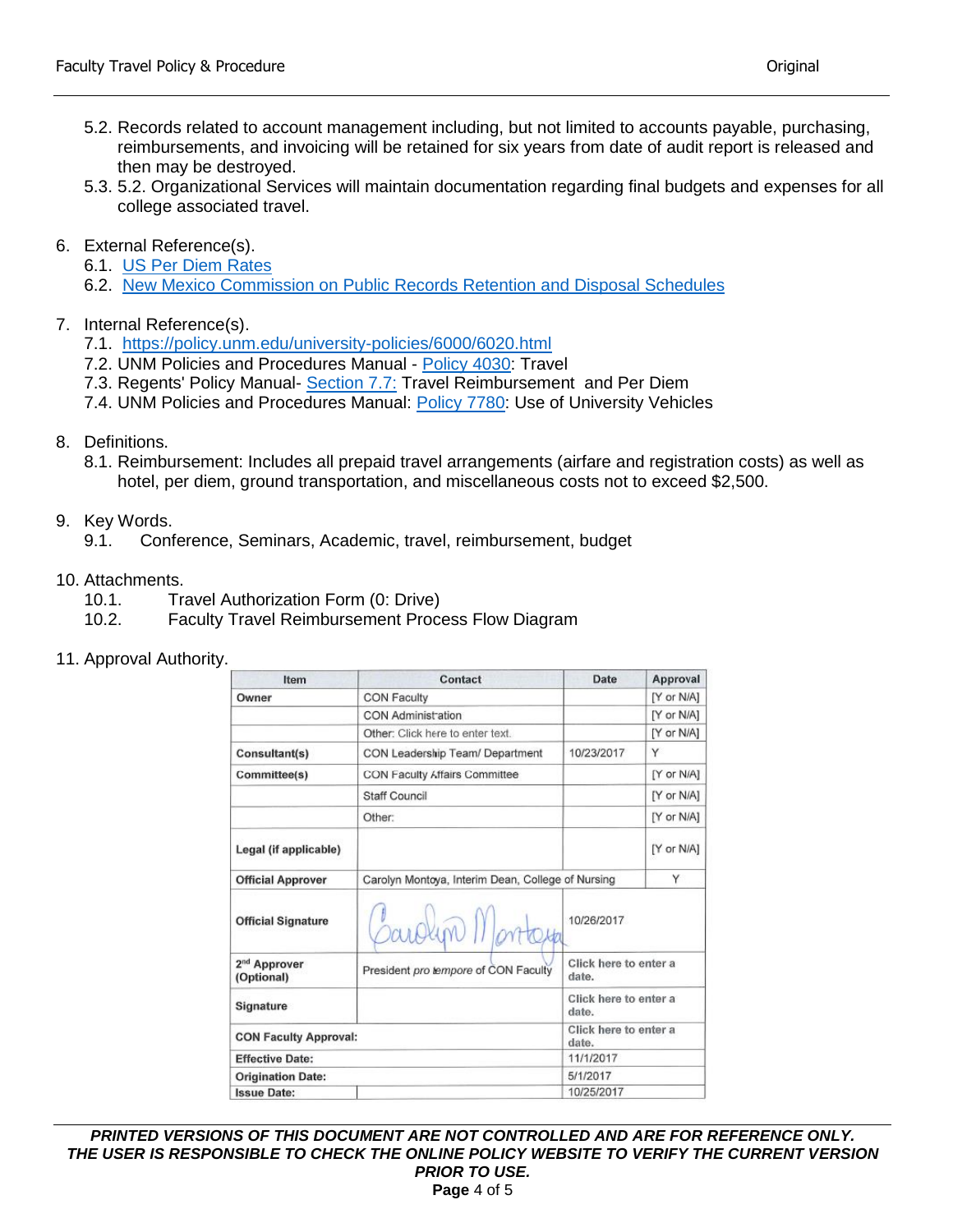5.2. Records related to account management including, but not limited to accounts payable, purchasing, reimbursements, and invoicing will be retained for six years from date of audit report is released and then may be destroyed.

5.3. 5.2. Organizational Services will maintain documentation regarding final budgets and expenses for all college associated travel.

6. External Reference(s).
   6.1. US Per Diem Rates
   6.2. New Mexico Commission on Public Records Retention and Disposal Schedules

7. Internal Reference(s).
   7.1. https://policy.unm.edu/university-policies/6000/6020.html
   7.2. UNM Policies and Procedures Manual - Policy 4030: Travel
   7.3. Regents' Policy Manual- Section 7.7: Travel Reimbursement and Per Diem
   7.4. UNM Policies and Procedures Manual: Policy 7780: Use of University Vehicles

8. Definitions.
   8.1. Reimbursement: Includes all prepaid travel arrangements (airfare and registration costs) as well as hotel, per diem, ground transportation, and miscellaneous costs not to exceed $2,500.

9. Key Words.
   9.1. Conference, Seminars, Academic, travel, reimbursement, budget

10. Attachments.
    10.1. Travel Authorization Form (0: Drive)
    10.2. Faculty Travel Reimbursement Process Flow Diagram

11. Approval Authority.

| Item | Contact | Date | Approval |
|---|---|---|---|
| **Owner** | CON Faculty | | [Y or N/A] |
| | CON Administration | | [Y or N/A] |
| | Other: Click here to enter text. | | [Y or N/A] |
| **Consultant(s)** | CON Leadership Team/ Department | 10/23/2017 | Y |
| **Committee(s)** | CON Faculty Affairs Committee | | [Y or N/A] |
| | Staff Council | | [Y or N/A] |
| | Other: | | [Y or N/A] |
| **Legal (if applicable)** | | | [Y or N/A] |
| **Official Approver** | Carolyn Montoya, Interim Dean, College of Nursing | | Y |
| **Official Signature** | Carolyn Montoya | 10/26/2017 | |
| **2nd Approver (Optional)** | President *pro tempore* of CON Faculty | Click here to enter a date. | |
| **Signature** | | Click here to enter a date. | |
| **CON Faculty Approval:** | | Click here to enter a date. | |
| **Effective Date:** | | 11/1/2017 | |
| **Origination Date:** | | 5/1/2017 | |
| **Issue Date:** | | 10/25/2017 | |

***PRINTED VERSIONS OF THIS DOCUMENT ARE NOT CONTROLLED AND ARE FOR REFERENCE ONLY. THE USER IS RESPONSIBLE TO CHECK THE ONLINE POLICY WEBSITE TO VERIFY THE CURRENT VERSION PRIOR TO USE.***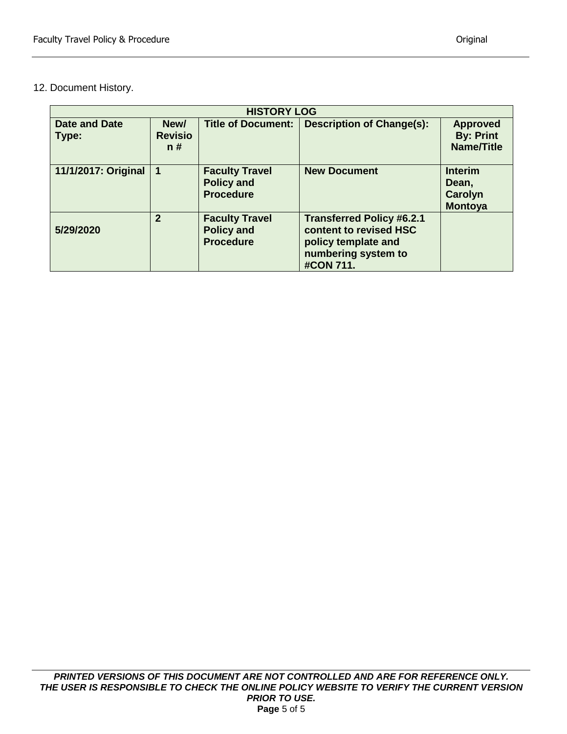12. Document History.

| HISTORY LOG | | | | |
|---|---|---|---|---|
| **Date and Date Type:** | **New/ Revision #** | **Title of Document:** | **Description of Change(s):** | **Approved By: Print Name/Title** |
| **11/1/2017: Original** | **1** | **Faculty Travel Policy and Procedure** | **New Document** | **Interim Dean, Carolyn Montoya** |
| **5/29/2020** | **2** | **Faculty Travel Policy and Procedure** | **Transferred Policy #6.2.1 content to revised HSC policy template and numbering system to #CON 711.** | |

***PRINTED VERSIONS OF THIS DOCUMENT ARE NOT CONTROLLED AND ARE FOR REFERENCE ONLY. THE USER IS RESPONSIBLE TO CHECK THE ONLINE POLICY WEBSITE TO VERIFY THE CURRENT VERSION PRIOR TO USE.***